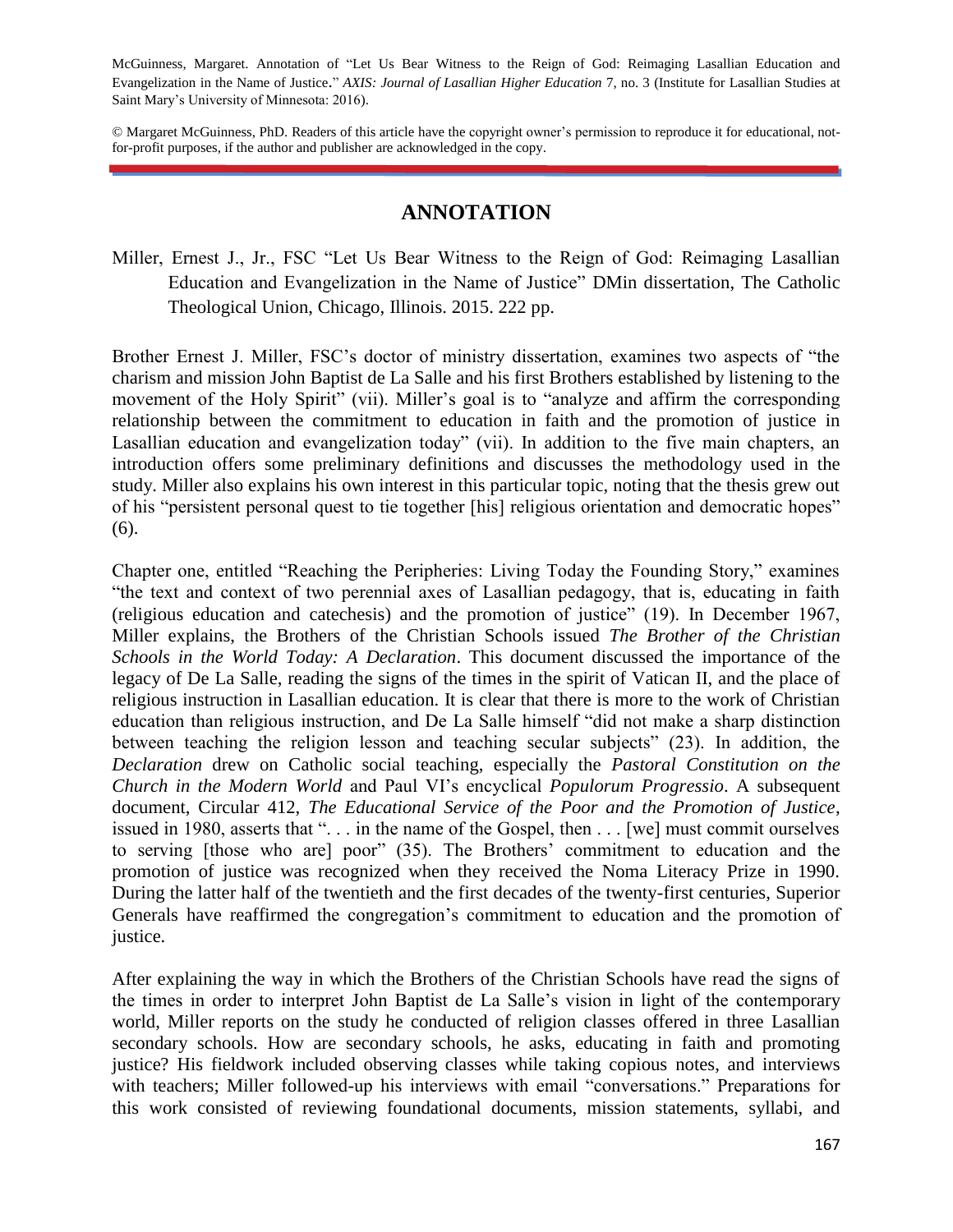McGuinness, Margaret. Annotation of "Let Us Bear Witness to the Reign of God: Reimaging Lasallian Education and Evangelization in the Name of Justice." *AXIS: Journal of Lasallian Higher Education* 7, no. 3 (Institute for Lasallian Studies at Saint Mary's University of Minnesota: 2016).

© Margaret McGuinness, PhD. Readers of this article have the copyright owner's permission to reproduce it for educational, not-for-profit purposes, if the author and publisher are acknowledged in the copy.

## ANNOTATION

Miller, Ernest J., Jr., FSC "Let Us Bear Witness to the Reign of God: Reimaging Lasallian Education and Evangelization in the Name of Justice" DMin dissertation, The Catholic Theological Union, Chicago, Illinois. 2015. 222 pp.

Brother Ernest J. Miller, FSC's doctor of ministry dissertation, examines two aspects of "the charism and mission John Baptist de La Salle and his first Brothers established by listening to the movement of the Holy Spirit" (vii). Miller's goal is to "analyze and affirm the corresponding relationship between the commitment to education in faith and the promotion of justice in Lasallian education and evangelization today" (vii). In addition to the five main chapters, an introduction offers some preliminary definitions and discusses the methodology used in the study. Miller also explains his own interest in this particular topic, noting that the thesis grew out of his "persistent personal quest to tie together [his] religious orientation and democratic hopes" (6).

Chapter one, entitled "Reaching the Peripheries: Living Today the Founding Story," examines "the text and context of two perennial axes of Lasallian pedagogy, that is, educating in faith (religious education and catechesis) and the promotion of justice" (19). In December 1967, Miller explains, the Brothers of the Christian Schools issued *The Brother of the Christian Schools in the World Today: A Declaration*. This document discussed the importance of the legacy of De La Salle, reading the signs of the times in the spirit of Vatican II, and the place of religious instruction in Lasallian education. It is clear that there is more to the work of Christian education than religious instruction, and De La Salle himself "did not make a sharp distinction between teaching the religion lesson and teaching secular subjects" (23). In addition, the *Declaration* drew on Catholic social teaching, especially the *Pastoral Constitution on the Church in the Modern World* and Paul VI's encyclical *Populorum Progressio*. A subsequent document, Circular 412, *The Educational Service of the Poor and the Promotion of Justice*, issued in 1980, asserts that ". . . in the name of the Gospel, then . . . [we] must commit ourselves to serving [those who are] poor" (35). The Brothers' commitment to education and the promotion of justice was recognized when they received the Noma Literacy Prize in 1990. During the latter half of the twentieth and the first decades of the twenty-first centuries, Superior Generals have reaffirmed the congregation's commitment to education and the promotion of justice.

After explaining the way in which the Brothers of the Christian Schools have read the signs of the times in order to interpret John Baptist de La Salle's vision in light of the contemporary world, Miller reports on the study he conducted of religion classes offered in three Lasallian secondary schools. How are secondary schools, he asks, educating in faith and promoting justice? His fieldwork included observing classes while taking copious notes, and interviews with teachers; Miller followed-up his interviews with email "conversations." Preparations for this work consisted of reviewing foundational documents, mission statements, syllabi, and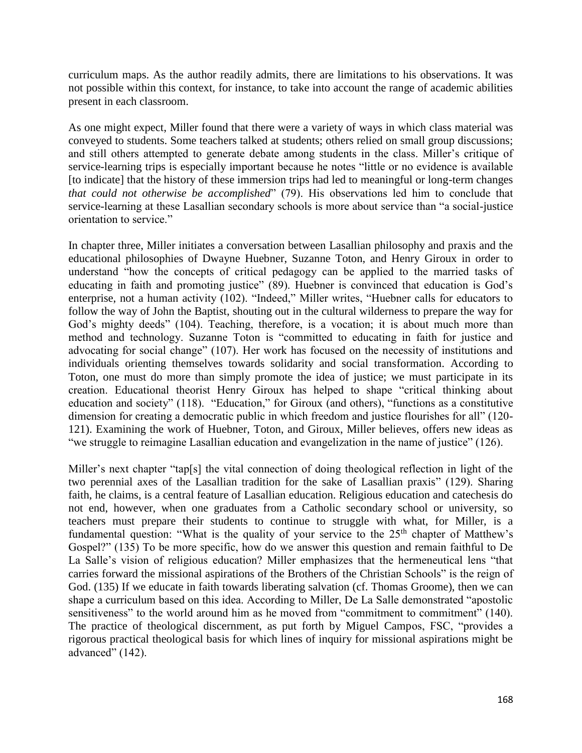curriculum maps. As the author readily admits, there are limitations to his observations. It was not possible within this context, for instance, to take into account the range of academic abilities present in each classroom.

As one might expect, Miller found that there were a variety of ways in which class material was conveyed to students. Some teachers talked at students; others relied on small group discussions; and still others attempted to generate debate among students in the class. Miller's critique of service-learning trips is especially important because he notes "little or no evidence is available [to indicate] that the history of these immersion trips had led to meaningful or long-term changes *that could not otherwise be accomplished*" (79). His observations led him to conclude that service-learning at these Lasallian secondary schools is more about service than "a social-justice orientation to service."

In chapter three, Miller initiates a conversation between Lasallian philosophy and praxis and the educational philosophies of Dwayne Huebner, Suzanne Toton, and Henry Giroux in order to understand "how the concepts of critical pedagogy can be applied to the married tasks of educating in faith and promoting justice" (89). Huebner is convinced that education is God's enterprise, not a human activity (102). "Indeed," Miller writes, "Huebner calls for educators to follow the way of John the Baptist, shouting out in the cultural wilderness to prepare the way for God's mighty deeds" (104). Teaching, therefore, is a vocation; it is about much more than method and technology. Suzanne Toton is "committed to educating in faith for justice and advocating for social change" (107). Her work has focused on the necessity of institutions and individuals orienting themselves towards solidarity and social transformation. According to Toton, one must do more than simply promote the idea of justice; we must participate in its creation. Educational theorist Henry Giroux has helped to shape "critical thinking about education and society" (118). "Education," for Giroux (and others), "functions as a constitutive dimension for creating a democratic public in which freedom and justice flourishes for all" (120-121). Examining the work of Huebner, Toton, and Giroux, Miller believes, offers new ideas as "we struggle to reimagine Lasallian education and evangelization in the name of justice" (126).

Miller's next chapter "tap[s] the vital connection of doing theological reflection in light of the two perennial axes of the Lasallian tradition for the sake of Lasallian praxis" (129). Sharing faith, he claims, is a central feature of Lasallian education. Religious education and catechesis do not end, however, when one graduates from a Catholic secondary school or university, so teachers must prepare their students to continue to struggle with what, for Miller, is a fundamental question: "What is the quality of your service to the 25th chapter of Matthew's Gospel?" (135) To be more specific, how do we answer this question and remain faithful to De La Salle's vision of religious education? Miller emphasizes that the hermeneutical lens "that carries forward the missional aspirations of the Brothers of the Christian Schools" is the reign of God. (135) If we educate in faith towards liberating salvation (cf. Thomas Groome), then we can shape a curriculum based on this idea. According to Miller, De La Salle demonstrated "apostolic sensitiveness" to the world around him as he moved from "commitment to commitment" (140). The practice of theological discernment, as put forth by Miguel Campos, FSC, "provides a rigorous practical theological basis for which lines of inquiry for missional aspirations might be advanced" (142).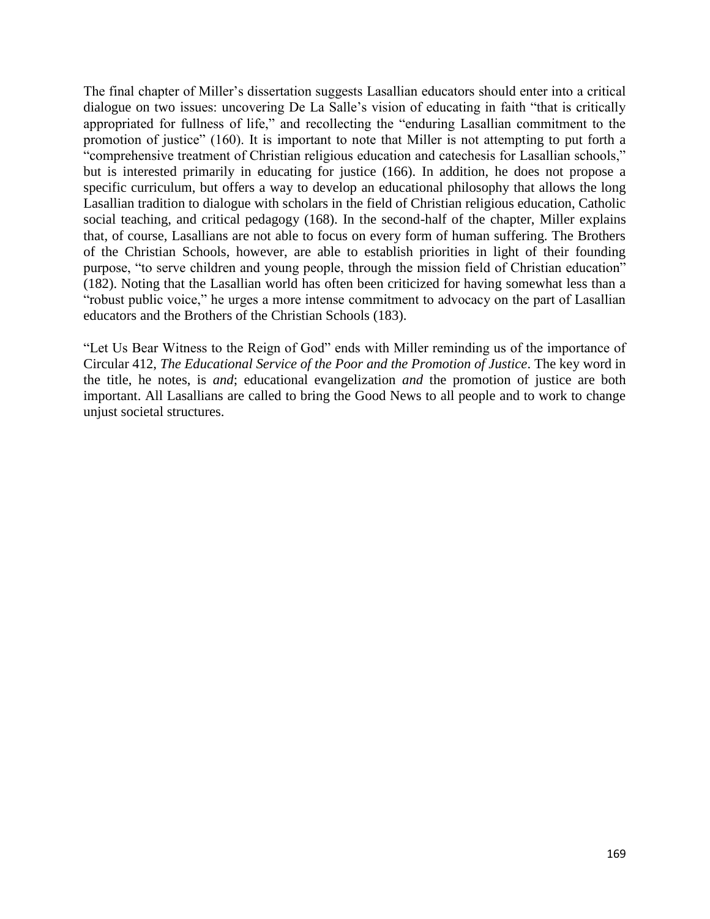The final chapter of Miller's dissertation suggests Lasallian educators should enter into a critical dialogue on two issues: uncovering De La Salle's vision of educating in faith "that is critically appropriated for fullness of life," and recollecting the "enduring Lasallian commitment to the promotion of justice" (160). It is important to note that Miller is not attempting to put forth a "comprehensive treatment of Christian religious education and catechesis for Lasallian schools," but is interested primarily in educating for justice (166). In addition, he does not propose a specific curriculum, but offers a way to develop an educational philosophy that allows the long Lasallian tradition to dialogue with scholars in the field of Christian religious education, Catholic social teaching, and critical pedagogy (168). In the second-half of the chapter, Miller explains that, of course, Lasallians are not able to focus on every form of human suffering. The Brothers of the Christian Schools, however, are able to establish priorities in light of their founding purpose, "to serve children and young people, through the mission field of Christian education" (182). Noting that the Lasallian world has often been criticized for having somewhat less than a "robust public voice," he urges a more intense commitment to advocacy on the part of Lasallian educators and the Brothers of the Christian Schools (183).

"Let Us Bear Witness to the Reign of God" ends with Miller reminding us of the importance of Circular 412, *The Educational Service of the Poor and the Promotion of Justice*. The key word in the title, he notes, is *and*; educational evangelization *and* the promotion of justice are both important. All Lasallians are called to bring the Good News to all people and to work to change unjust societal structures.